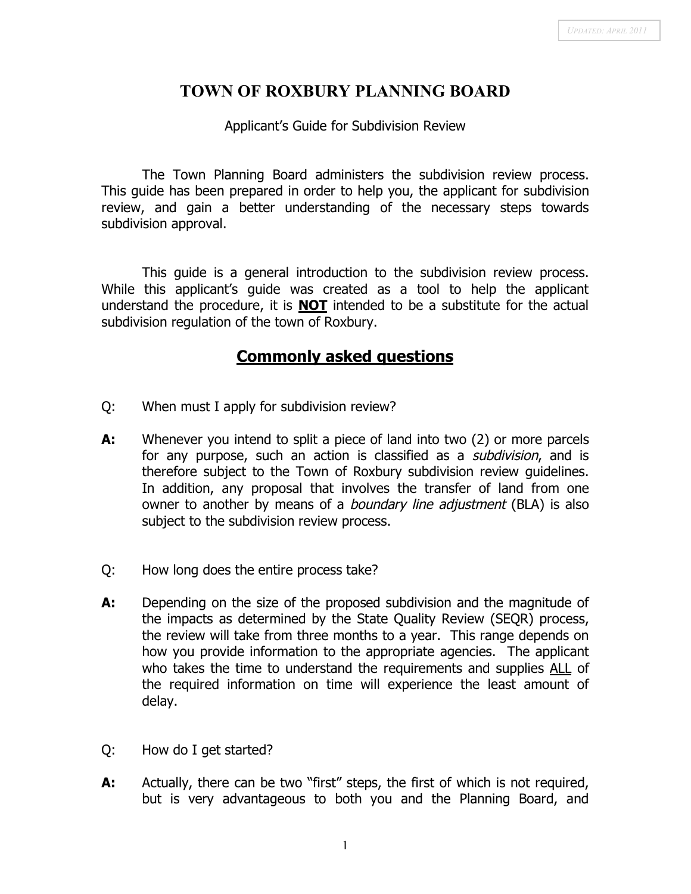# TOWN OF ROXBURY PLANNING BOARD

Applicant's Guide for Subdivision Review

The Town Planning Board administers the subdivision review process. This guide has been prepared in order to help you, the applicant for subdivision review, and gain a better understanding of the necessary steps towards subdivision approval.

This guide is a general introduction to the subdivision review process. While this applicant's guide was created as a tool to help the applicant understand the procedure, it is **NOT** intended to be a substitute for the actual subdivision regulation of the town of Roxbury.

## Commonly asked questions

Q: When must I apply for subdivision review?

**A:** Whenever you intend to split a piece of land into two (2) or more parcels for any purpose, such an action is classified as a *subdivision*, and is therefore subject to the Town of Roxbury subdivision review guidelines. In addition, any proposal that involves the transfer of land from one owner to another by means of a *boundary line adjustment* (BLA) is also subject to the subdivision review process.

Q: How long does the entire process take?

**A:** Depending on the size of the proposed subdivision and the magnitude of the impacts as determined by the State Quality Review (SEQR) process, the review will take from three months to a year. This range depends on how you provide information to the appropriate agencies. The applicant who takes the time to understand the requirements and supplies ALL of the required information on time will experience the least amount of delay.

Q: How do I get started?

**A:** Actually, there can be two "first" steps, the first of which is not required, but is very advantageous to both you and the Planning Board, and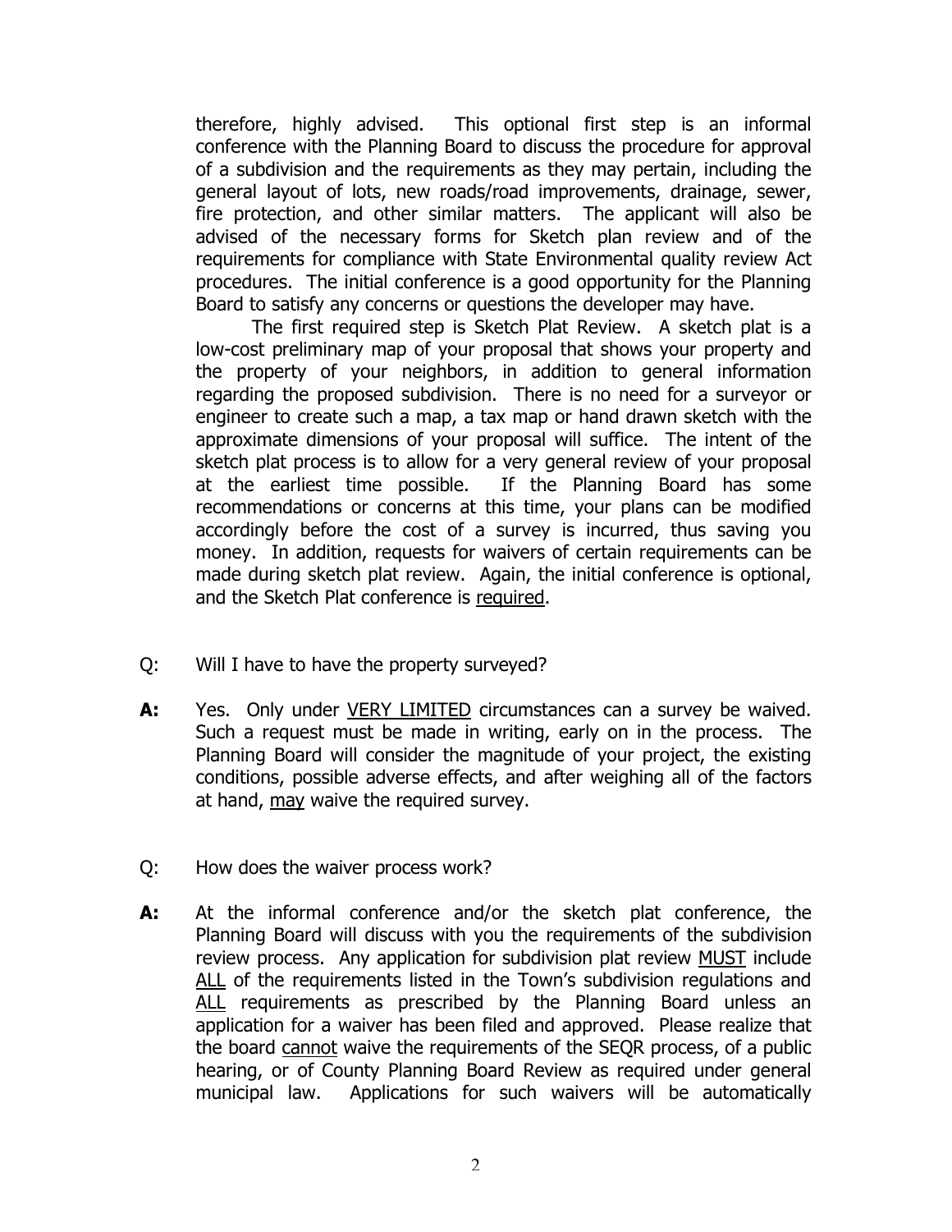therefore, highly advised. This optional first step is an informal conference with the Planning Board to discuss the procedure for approval of a subdivision and the requirements as they may pertain, including the general layout of lots, new roads/road improvements, drainage, sewer, fire protection, and other similar matters. The applicant will also be advised of the necessary forms for Sketch plan review and of the requirements for compliance with State Environmental quality review Act procedures. The initial conference is a good opportunity for the Planning Board to satisfy any concerns or questions the developer may have.

The first required step is Sketch Plat Review. A sketch plat is a low-cost preliminary map of your proposal that shows your property and the property of your neighbors, in addition to general information regarding the proposed subdivision. There is no need for a surveyor or engineer to create such a map, a tax map or hand drawn sketch with the approximate dimensions of your proposal will suffice. The intent of the sketch plat process is to allow for a very general review of your proposal at the earliest time possible. If the Planning Board has some recommendations or concerns at this time, your plans can be modified accordingly before the cost of a survey is incurred, thus saving you money. In addition, requests for waivers of certain requirements can be made during sketch plat review. Again, the initial conference is optional, and the Sketch Plat conference is <u>required</u>.

Q: Will I have to have the property surveyed?

**A:** Yes. Only under <u>VERY LIMITED</u> circumstances can a survey be waived. Such a request must be made in writing, early on in the process. The Planning Board will consider the magnitude of your project, the existing conditions, possible adverse effects, and after weighing all of the factors at hand, <u>may</u> waive the required survey.

Q: How does the waiver process work?

**A:** At the informal conference and/or the sketch plat conference, the Planning Board will discuss with you the requirements of the subdivision review process. Any application for subdivision plat review <u>MUST</u> include <u>ALL</u> of the requirements listed in the Town's subdivision regulations and <u>ALL</u> requirements as prescribed by the Planning Board unless an application for a waiver has been filed and approved. Please realize that the board <u>cannot</u> waive the requirements of the SEQR process, of a public hearing, or of County Planning Board Review as required under general municipal law. Applications for such waivers will be automatically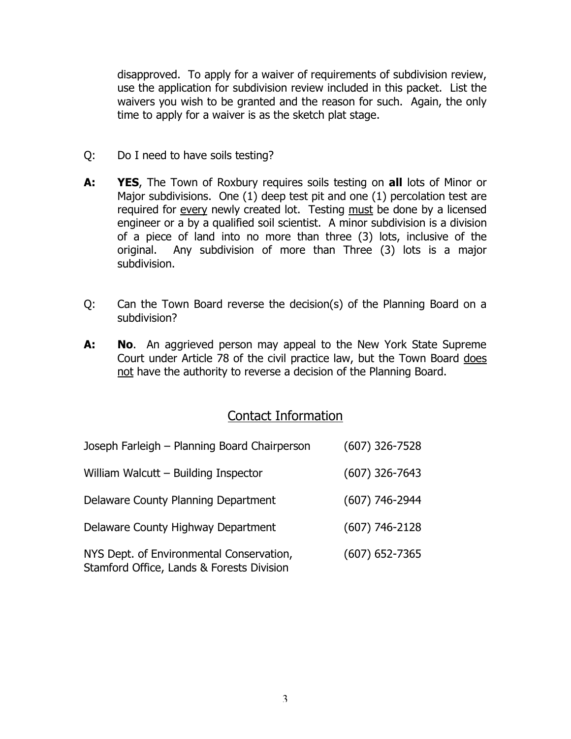disapproved. To apply for a waiver of requirements of subdivision review, use the application for subdivision review included in this packet. List the waivers you wish to be granted and the reason for such. Again, the only time to apply for a waiver is as the sketch plat stage.

Q: Do I need to have soils testing?

**A:** **YES**, The Town of Roxbury requires soils testing on **all** lots of Minor or Major subdivisions. One (1) deep test pit and one (1) percolation test are required for every newly created lot. Testing must be done by a licensed engineer or a by a qualified soil scientist. A minor subdivision is a division of a piece of land into no more than three (3) lots, inclusive of the original. Any subdivision of more than Three (3) lots is a major subdivision.

Q: Can the Town Board reverse the decision(s) of the Planning Board on a subdivision?

**A:** **No**. An aggrieved person may appeal to the New York State Supreme Court under Article 78 of the civil practice law, but the Town Board does not have the authority to reverse a decision of the Planning Board.

## Contact Information

| | |
|---|---|
| Joseph Farleigh – Planning Board Chairperson | (607) 326-7528 |
| William Walcutt – Building Inspector | (607) 326-7643 |
| Delaware County Planning Department | (607) 746-2944 |
| Delaware County Highway Department | (607) 746-2128 |
| NYS Dept. of Environmental Conservation, Stamford Office, Lands & Forests Division | (607) 652-7365 |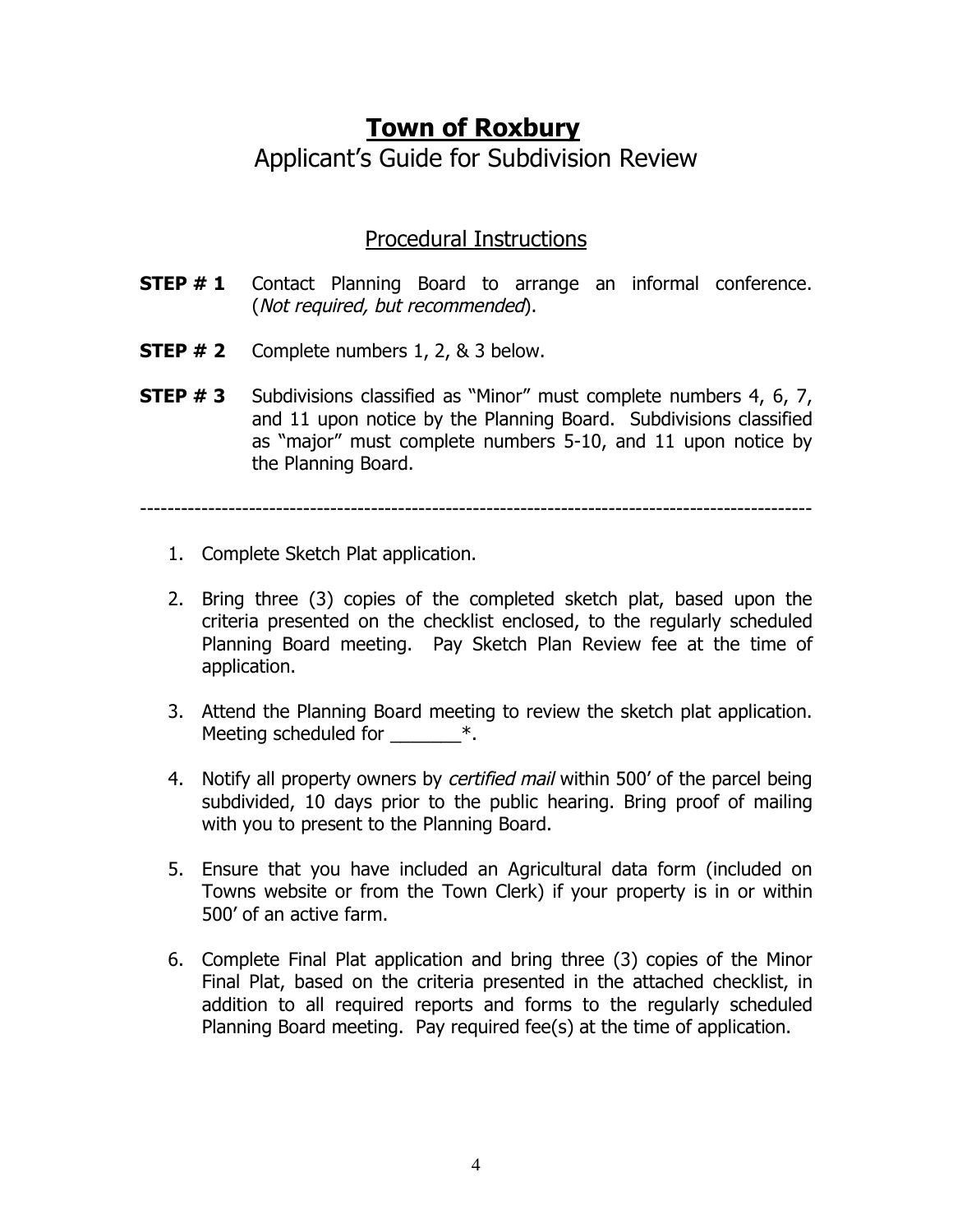# **Town of Roxbury**

## Applicant's Guide for Subdivision Review

### Procedural Instructions

**STEP # 1** Contact Planning Board to arrange an informal conference. (*Not required, but recommended*).

**STEP # 2** Complete numbers 1, 2, & 3 below.

**STEP # 3** Subdivisions classified as "Minor" must complete numbers 4, 6, 7, and 11 upon notice by the Planning Board. Subdivisions classified as "major" must complete numbers 5-10, and 11 upon notice by the Planning Board.

---

1. Complete Sketch Plat application.
2. Bring three (3) copies of the completed sketch plat, based upon the criteria presented on the checklist enclosed, to the regularly scheduled Planning Board meeting. Pay Sketch Plan Review fee at the time of application.
3. Attend the Planning Board meeting to review the sketch plat application. Meeting scheduled for _______*.
4. Notify all property owners by *certified mail* within 500' of the parcel being subdivided, 10 days prior to the public hearing. Bring proof of mailing with you to present to the Planning Board.
5. Ensure that you have included an Agricultural data form (included on Towns website or from the Town Clerk) if your property is in or within 500' of an active farm.
6. Complete Final Plat application and bring three (3) copies of the Minor Final Plat, based on the criteria presented in the attached checklist, in addition to all required reports and forms to the regularly scheduled Planning Board meeting. Pay required fee(s) at the time of application.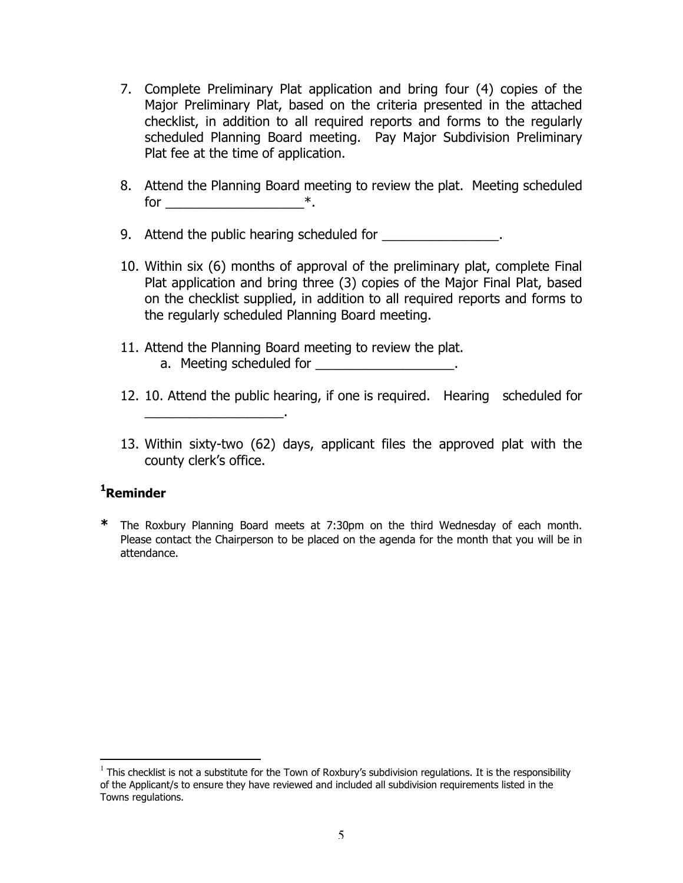7. Complete Preliminary Plat application and bring four (4) copies of the Major Preliminary Plat, based on the criteria presented in the attached checklist, in addition to all required reports and forms to the regularly scheduled Planning Board meeting. Pay Major Subdivision Preliminary Plat fee at the time of application.

8. Attend the Planning Board meeting to review the plat. Meeting scheduled for ___________________*.

9. Attend the public hearing scheduled for ________________.

10. Within six (6) months of approval of the preliminary plat, complete Final Plat application and bring three (3) copies of the Major Final Plat, based on the checklist supplied, in addition to all required reports and forms to the regularly scheduled Planning Board meeting.

11. Attend the Planning Board meeting to review the plat.
    a. Meeting scheduled for ___________________.

12. 10. Attend the public hearing, if one is required. Hearing scheduled for ___________________.

13. Within sixty-two (62) days, applicant files the approved plat with the county clerk's office.

**[1]Reminder**

**\*** The Roxbury Planning Board meets at 7:30pm on the third Wednesday of each month. Please contact the Chairperson to be placed on the agenda for the month that you will be in attendance.

---

[1] This checklist is not a substitute for the Town of Roxbury's subdivision regulations. It is the responsibility of the Applicant/s to ensure they have reviewed and included all subdivision requirements listed in the Towns regulations.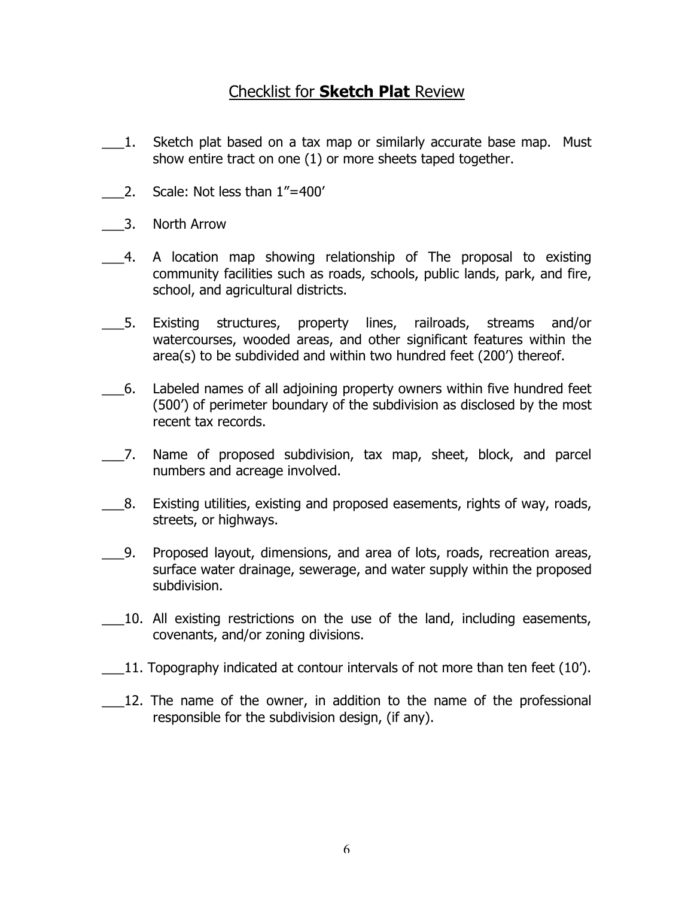# Checklist for **Sketch Plat** Review

___1. Sketch plat based on a tax map or similarly accurate base map. Must show entire tract on one (1) or more sheets taped together.

___2. Scale: Not less than 1"=400'

___3. North Arrow

___4. A location map showing relationship of The proposal to existing community facilities such as roads, schools, public lands, park, and fire, school, and agricultural districts.

___5. Existing structures, property lines, railroads, streams and/or watercourses, wooded areas, and other significant features within the area(s) to be subdivided and within two hundred feet (200') thereof.

___6. Labeled names of all adjoining property owners within five hundred feet (500') of perimeter boundary of the subdivision as disclosed by the most recent tax records.

___7. Name of proposed subdivision, tax map, sheet, block, and parcel numbers and acreage involved.

___8. Existing utilities, existing and proposed easements, rights of way, roads, streets, or highways.

___9. Proposed layout, dimensions, and area of lots, roads, recreation areas, surface water drainage, sewerage, and water supply within the proposed subdivision.

___10. All existing restrictions on the use of the land, including easements, covenants, and/or zoning divisions.

___11. Topography indicated at contour intervals of not more than ten feet (10').

___12. The name of the owner, in addition to the name of the professional responsible for the subdivision design, (if any).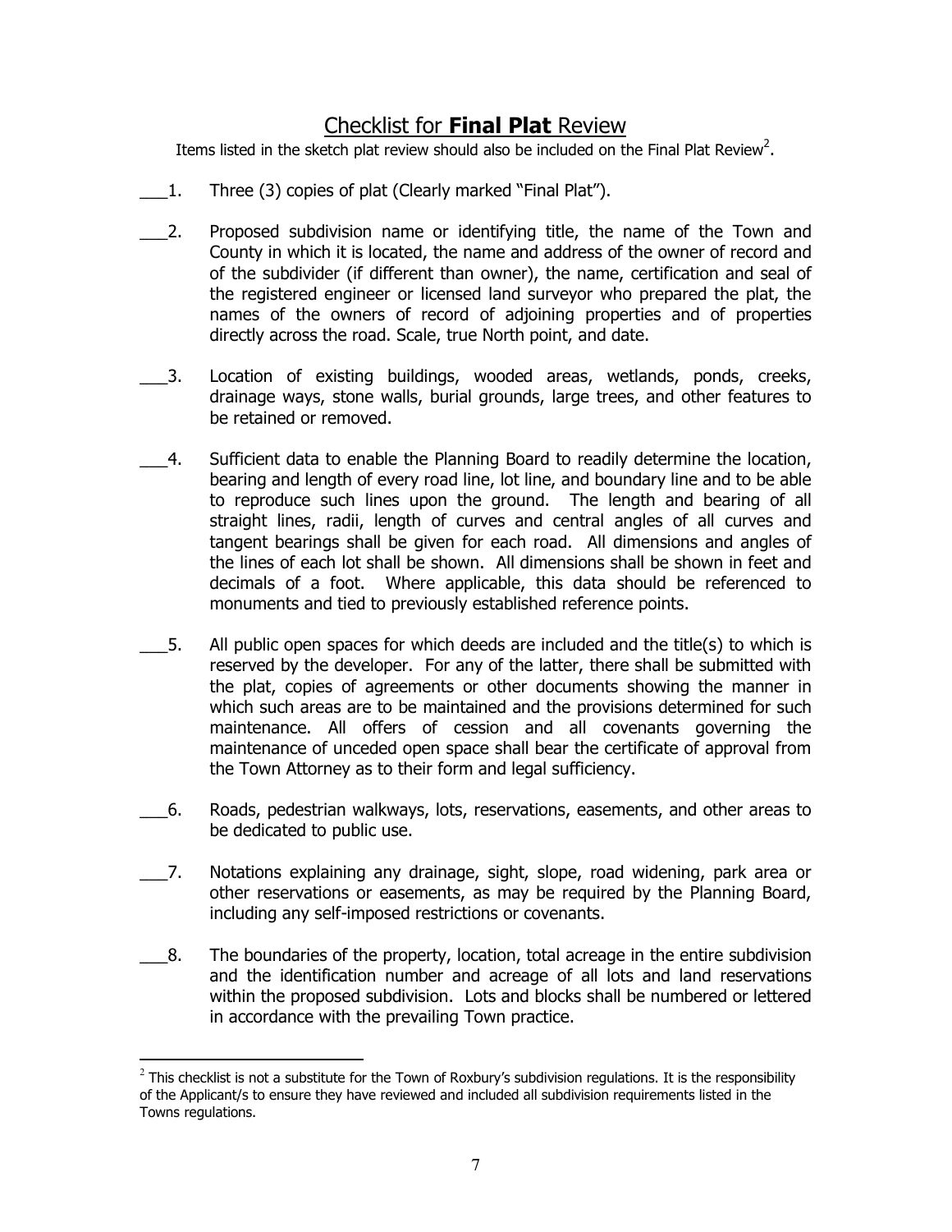# Checklist for **Final Plat** Review

Items listed in the sketch plat review should also be included on the Final Plat Review[2].

___1. Three (3) copies of plat (Clearly marked "Final Plat").

___2. Proposed subdivision name or identifying title, the name of the Town and County in which it is located, the name and address of the owner of record and of the subdivider (if different than owner), the name, certification and seal of the registered engineer or licensed land surveyor who prepared the plat, the names of the owners of record of adjoining properties and of properties directly across the road. Scale, true North point, and date.

___3. Location of existing buildings, wooded areas, wetlands, ponds, creeks, drainage ways, stone walls, burial grounds, large trees, and other features to be retained or removed.

___4. Sufficient data to enable the Planning Board to readily determine the location, bearing and length of every road line, lot line, and boundary line and to be able to reproduce such lines upon the ground. The length and bearing of all straight lines, radii, length of curves and central angles of all curves and tangent bearings shall be given for each road. All dimensions and angles of the lines of each lot shall be shown. All dimensions shall be shown in feet and decimals of a foot. Where applicable, this data should be referenced to monuments and tied to previously established reference points.

___5. All public open spaces for which deeds are included and the title(s) to which is reserved by the developer. For any of the latter, there shall be submitted with the plat, copies of agreements or other documents showing the manner in which such areas are to be maintained and the provisions determined for such maintenance. All offers of cession and all covenants governing the maintenance of unceded open space shall bear the certificate of approval from the Town Attorney as to their form and legal sufficiency.

___6. Roads, pedestrian walkways, lots, reservations, easements, and other areas to be dedicated to public use.

___7. Notations explaining any drainage, sight, slope, road widening, park area or other reservations or easements, as may be required by the Planning Board, including any self-imposed restrictions or covenants.

___8. The boundaries of the property, location, total acreage in the entire subdivision and the identification number and acreage of all lots and land reservations within the proposed subdivision. Lots and blocks shall be numbered or lettered in accordance with the prevailing Town practice.

---

[2] This checklist is not a substitute for the Town of Roxbury's subdivision regulations. It is the responsibility of the Applicant/s to ensure they have reviewed and included all subdivision requirements listed in the Towns regulations.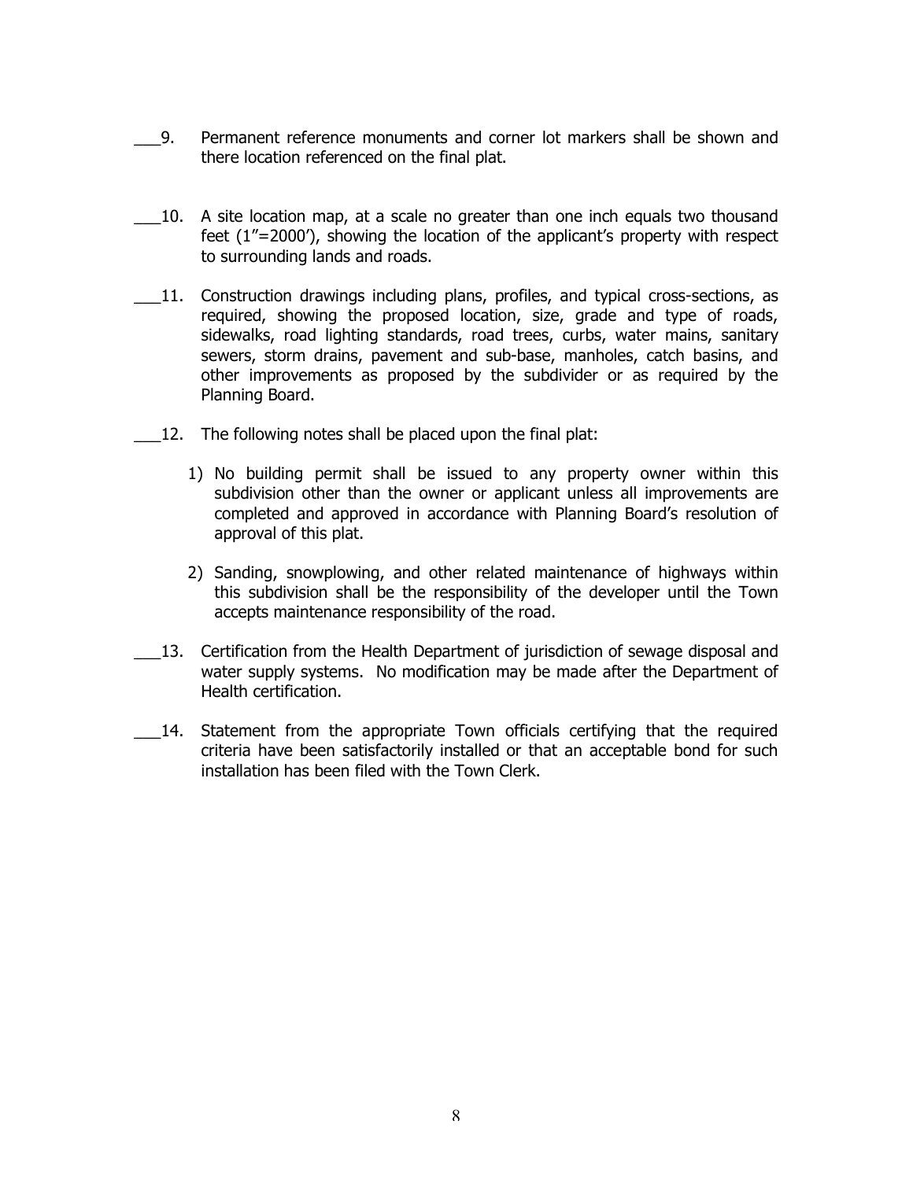___9. Permanent reference monuments and corner lot markers shall be shown and there location referenced on the final plat.

___10. A site location map, at a scale no greater than one inch equals two thousand feet (1"=2000'), showing the location of the applicant's property with respect to surrounding lands and roads.

___11. Construction drawings including plans, profiles, and typical cross-sections, as required, showing the proposed location, size, grade and type of roads, sidewalks, road lighting standards, road trees, curbs, water mains, sanitary sewers, storm drains, pavement and sub-base, manholes, catch basins, and other improvements as proposed by the subdivider or as required by the Planning Board.

___12. The following notes shall be placed upon the final plat:

1) No building permit shall be issued to any property owner within this subdivision other than the owner or applicant unless all improvements are completed and approved in accordance with Planning Board's resolution of approval of this plat.

2) Sanding, snowplowing, and other related maintenance of highways within this subdivision shall be the responsibility of the developer until the Town accepts maintenance responsibility of the road.

___13. Certification from the Health Department of jurisdiction of sewage disposal and water supply systems. No modification may be made after the Department of Health certification.

___14. Statement from the appropriate Town officials certifying that the required criteria have been satisfactorily installed or that an acceptable bond for such installation has been filed with the Town Clerk.